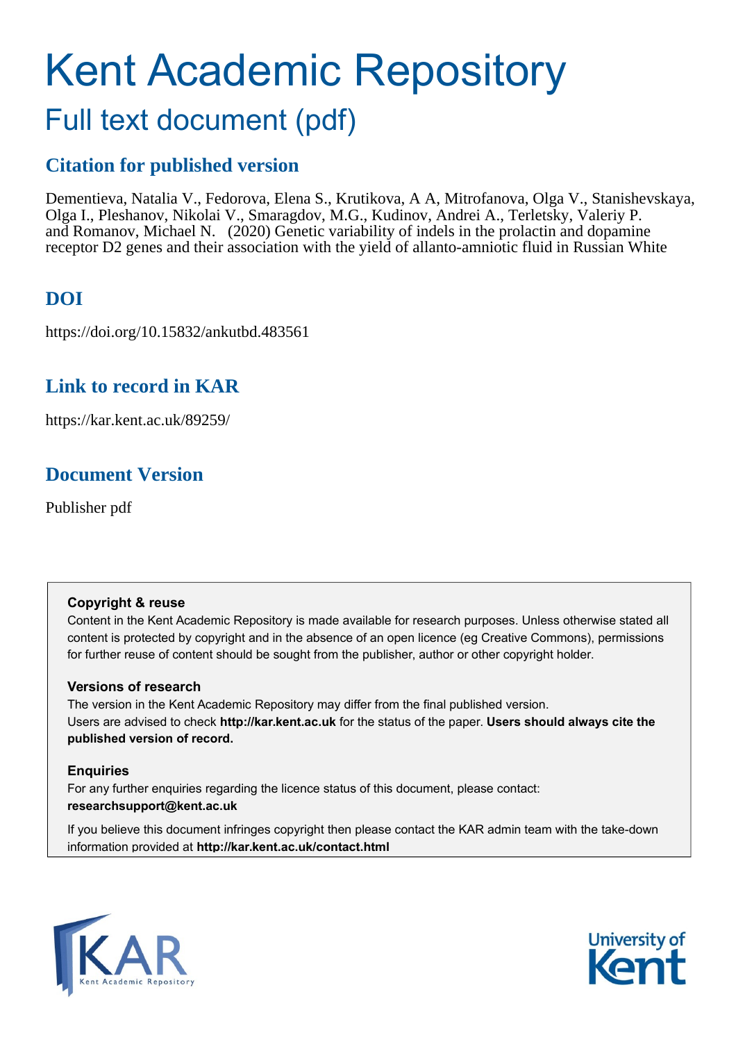# Kent Academic Repository

## Full text document (pdf)

## Citation for published version

Dementieva, Natalia V., Fedorova, Elena S., Krutikova, A A, Mitrofanova, Olga V., Stanishevskaya, Olga I., Pleshanov, Nikolai V., Smaragdov, M.G., Kudinov, Andrei A., Terletsky, Valeriy P. and Romanov, Michael N. (2020) Genetic variability of indels in the prolactin and dopamine receptor D2 genes and their association with the yield of allanto-amniotic fluid in Russian White

## DOI

https://doi.org/10.15832/ankutbd.483561

## Link to record in KAR

https://kar.kent.ac.uk/89259/

## Document Version

Publisher pdf

**Copyright & reuse**

Content in the Kent Academic Repository is made available for research purposes. Unless otherwise stated all content is protected by copyright and in the absence of an open licence (eg Creative Commons), permissions for further reuse of content should be sought from the publisher, author or other copyright holder.

**Versions of research**

The version in the Kent Academic Repository may differ from the final published version. Users are advised to check **http://kar.kent.ac.uk** for the status of the paper. **Users should always cite the published version of record.**

**Enquiries**

For any further enquiries regarding the licence status of this document, please contact: **researchsupport@kent.ac.uk**

If you believe this document infringes copyright then please contact the KAR admin team with the take-down information provided at **http://kar.kent.ac.uk/contact.html**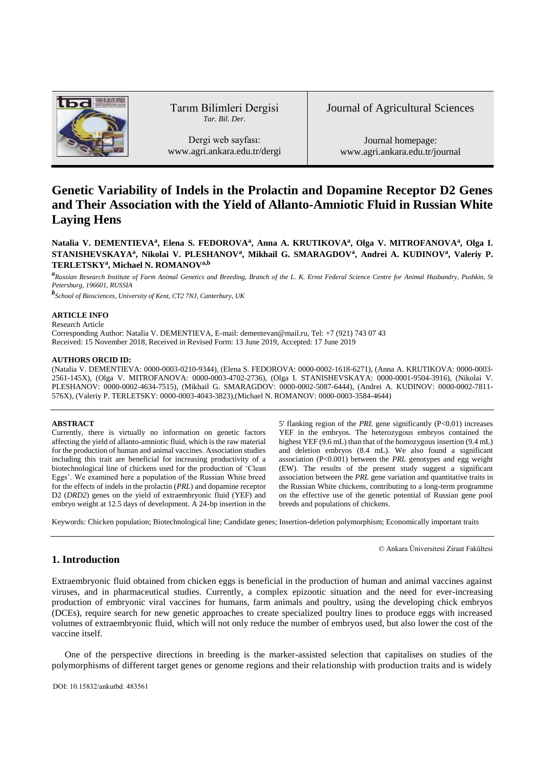# Genetic Variability of Indels in the Prolactin and Dopamine Receptor D2 Genes and Their Association with the Yield of Allanto-Amniotic Fluid in Russian White Laying Hens

**Natalia V. DEMENTIEVA[a], Elena S. FEDOROVA[a], Anna A. KRUTIKOVA[a], Olga V. MITROFANOVA[a], Olga I. STANISHEVSKAYA[a], Nikolai V. PLESHANOV[a], Mikhail G. SMARAGDOV[a], Andrei A. KUDINOV[a], Valeriy P. TERLETSKY[a], Michael N. ROMANOV[a,b]**

[a] *Russian Research Institute of Farm Animal Genetics and Breeding, Branch of the L. K. Ernst Federal Science Centre for Animal Husbandry, Pushkin, St Petersburg, 196601, RUSSIA*

[b] *School of Biosciences, University of Kent, CT2 7NJ, Canterbury, UK*

**ARTICLE INFO**

Research Article

Corresponding Author: Natalia V. DEMENTIEVA, E-mail: dementevan@mail.ru, Tel: +7 (921) 743 07 43

Received: 15 November 2018, Received in Revised Form: 13 June 2019, Accepted: 17 June 2019

**AUTHORS ORCID ID:**

(Natalia V. DEMENTIEVA: 0000-0003-0210-9344), (Elena S. FEDOROVA: 0000-0002-1618-6271), (Anna A. KRUTIKOVA: 0000-0003-2561-145X), (Olga V. MITROFANOVA: 0000-0003-4702-2736), (Olga I. STANISHEVSKAYA: 0000-0001-9504-3916), (Nikolai V. PLESHANOV: 0000-0002-4634-7515), (Mikhail G. SMARAGDOV: 0000-0002-5087-6444), (Andrei A. KUDINOV: 0000-0002-7811-576X), (Valeriy P. TERLETSKY: 0000-0003-4043-3823),(Michael N. ROMANOV: 0000-0003-3584-4644)

**ABSTRACT**

Currently, there is virtually no information on genetic factors affecting the yield of allanto-amniotic fluid, which is the raw material for the production of human and animal vaccines. Association studies including this trait are beneficial for increasing productivity of a biotechnological line of chickens used for the production of 'Clean Eggs'. We examined here a population of the Russian White breed for the effects of indels in the prolactin (*PRL*) and dopamine receptor D2 (*DRD2*) genes on the yield of extraembryonic fluid (YEF) and embryo weight at 12.5 days of development. A 24-bp insertion in the 5' flanking region of the *PRL* gene significantly ($P<0.01$) increases YEF in the embryos. The heterozygous embryos contained the highest YEF (9.6 mL) than that of the homozygous insertion (9.4 mL) and deletion embryos (8.4 mL). We also found a significant association ($P<0.001$) between the *PRL* genotypes and egg weight (EW). The results of the present study suggest a significant association between the *PRL* gene variation and quantitative traits in the Russian White chickens, contributing to a long-term programme on the effective use of the genetic potential of Russian gene pool breeds and populations of chickens.

Keywords: Chicken population; Biotechnological line; Candidate genes; Insertion-deletion polymorphism; Economically important traits

© Ankara Üniversitesi Ziraat Fakültesi

## 1. Introduction

Extraembryonic fluid obtained from chicken eggs is beneficial in the production of human and animal vaccines against viruses, and in pharmaceutical studies. Currently, a complex epizootic situation and the need for ever-increasing production of embryonic viral vaccines for humans, farm animals and poultry, using the developing chick embryos (DCEs), require search for new genetic approaches to create specialized poultry lines to produce eggs with increased volumes of extraembryonic fluid, which will not only reduce the number of embryos used, but also lower the cost of the vaccine itself.

One of the perspective directions in breeding is the marker-assisted selection that capitalises on studies of the polymorphisms of different target genes or genome regions and their relationship with production traits and is widely

DOI: 10.15832/ankutbd. 483561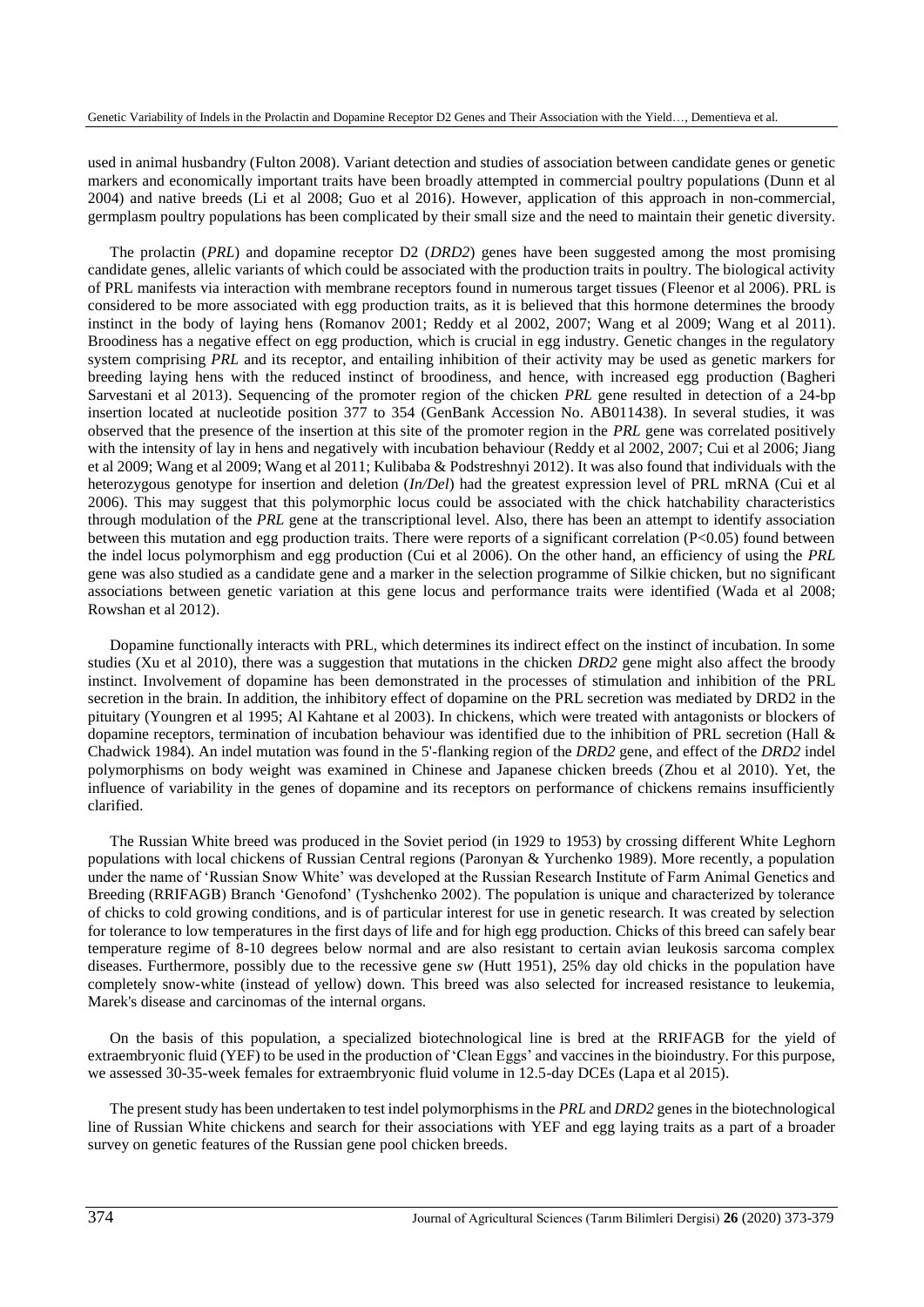used in animal husbandry (Fulton 2008). Variant detection and studies of association between candidate genes or genetic markers and economically important traits have been broadly attempted in commercial poultry populations (Dunn et al 2004) and native breeds (Li et al 2008; Guo et al 2016). However, application of this approach in non-commercial, germplasm poultry populations has been complicated by their small size and the need to maintain their genetic diversity.

The prolactin (*PRL*) and dopamine receptor D2 (*DRD2*) genes have been suggested among the most promising candidate genes, allelic variants of which could be associated with the production traits in poultry. The biological activity of PRL manifests via interaction with membrane receptors found in numerous target tissues (Fleenor et al 2006). PRL is considered to be more associated with egg production traits, as it is believed that this hormone determines the broody instinct in the body of laying hens (Romanov 2001; Reddy et al 2002, 2007; Wang et al 2009; Wang et al 2011). Broodiness has a negative effect on egg production, which is crucial in egg industry. Genetic changes in the regulatory system comprising *PRL* and its receptor, and entailing inhibition of their activity may be used as genetic markers for breeding laying hens with the reduced instinct of broodiness, and hence, with increased egg production (Bagheri Sarvestani et al 2013). Sequencing of the promoter region of the chicken *PRL* gene resulted in detection of a 24-bp insertion located at nucleotide position 377 to 354 (GenBank Accession No. AB011438). In several studies, it was observed that the presence of the insertion at this site of the promoter region in the *PRL* gene was correlated positively with the intensity of lay in hens and negatively with incubation behaviour (Reddy et al 2002, 2007; Cui et al 2006; Jiang et al 2009; Wang et al 2009; Wang et al 2011; Kulibaba & Podstreshnyi 2012). It was also found that individuals with the heterozygous genotype for insertion and deletion (*In/Del*) had the greatest expression level of PRL mRNA (Cui et al 2006). This may suggest that this polymorphic locus could be associated with the chick hatchability characteristics through modulation of the *PRL* gene at the transcriptional level. Also, there has been an attempt to identify association between this mutation and egg production traits. There were reports of a significant correlation ($P<0.05$) found between the indel locus polymorphism and egg production (Cui et al 2006). On the other hand, an efficiency of using the *PRL* gene was also studied as a candidate gene and a marker in the selection programme of Silkie chicken, but no significant associations between genetic variation at this gene locus and performance traits were identified (Wada et al 2008; Rowshan et al 2012).

Dopamine functionally interacts with PRL, which determines its indirect effect on the instinct of incubation. In some studies (Xu et al 2010), there was a suggestion that mutations in the chicken *DRD2* gene might also affect the broody instinct. Involvement of dopamine has been demonstrated in the processes of stimulation and inhibition of the PRL secretion in the brain. In addition, the inhibitory effect of dopamine on the PRL secretion was mediated by DRD2 in the pituitary (Youngren et al 1995; Al Kahtane et al 2003). In chickens, which were treated with antagonists or blockers of dopamine receptors, termination of incubation behaviour was identified due to the inhibition of PRL secretion (Hall & Chadwick 1984). An indel mutation was found in the 5'-flanking region of the *DRD2* gene, and effect of the *DRD2* indel polymorphisms on body weight was examined in Chinese and Japanese chicken breeds (Zhou et al 2010). Yet, the influence of variability in the genes of dopamine and its receptors on performance of chickens remains insufficiently clarified.

The Russian White breed was produced in the Soviet period (in 1929 to 1953) by crossing different White Leghorn populations with local chickens of Russian Central regions (Paronyan & Yurchenko 1989). More recently, a population under the name of 'Russian Snow White' was developed at the Russian Research Institute of Farm Animal Genetics and Breeding (RRIFAGB) Branch 'Genofond' (Tyshchenko 2002). The population is unique and characterized by tolerance of chicks to cold growing conditions, and is of particular interest for use in genetic research. It was created by selection for tolerance to low temperatures in the first days of life and for high egg production. Chicks of this breed can safely bear temperature regime of 8-10 degrees below normal and are also resistant to certain avian leukosis sarcoma complex diseases. Furthermore, possibly due to the recessive gene *sw* (Hutt 1951), 25% day old chicks in the population have completely snow-white (instead of yellow) down. This breed was also selected for increased resistance to leukemia, Marek's disease and carcinomas of the internal organs.

On the basis of this population, a specialized biotechnological line is bred at the RRIFAGB for the yield of extraembryonic fluid (YEF) to be used in the production of 'Clean Eggs' and vaccines in the bioindustry. For this purpose, we assessed 30-35-week females for extraembryonic fluid volume in 12.5-day DCEs (Lapa et al 2015).

The present study has been undertaken to test indel polymorphisms in the *PRL* and *DRD2* genes in the biotechnological line of Russian White chickens and search for their associations with YEF and egg laying traits as a part of a broader survey on genetic features of the Russian gene pool chicken breeds.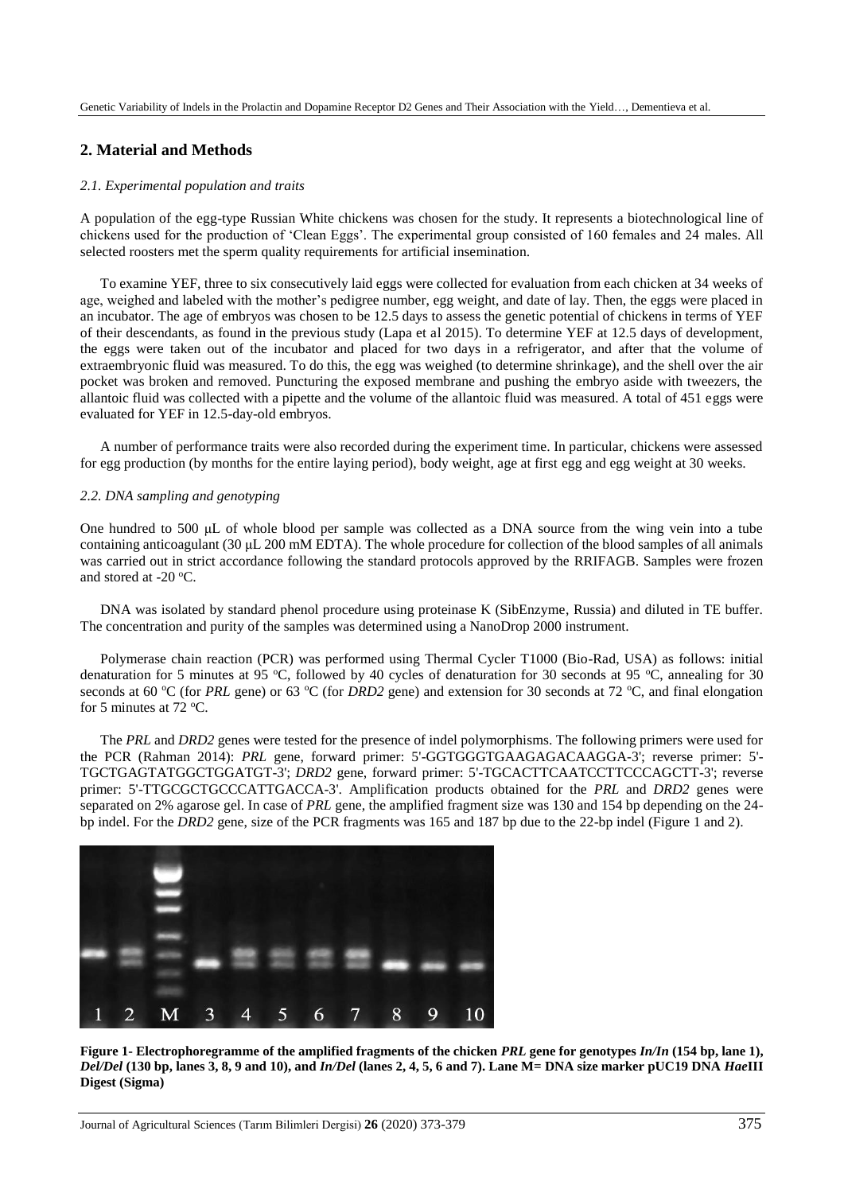## 2. Material and Methods

### *2.1. Experimental population and traits*

A population of the egg-type Russian White chickens was chosen for the study. It represents a biotechnological line of chickens used for the production of 'Clean Eggs'. The experimental group consisted of 160 females and 24 males. All selected roosters met the sperm quality requirements for artificial insemination.

To examine YEF, three to six consecutively laid eggs were collected for evaluation from each chicken at 34 weeks of age, weighed and labeled with the mother's pedigree number, egg weight, and date of lay. Then, the eggs were placed in an incubator. The age of embryos was chosen to be 12.5 days to assess the genetic potential of chickens in terms of YEF of their descendants, as found in the previous study (Lapa et al 2015). To determine YEF at 12.5 days of development, the eggs were taken out of the incubator and placed for two days in a refrigerator, and after that the volume of extraembryonic fluid was measured. To do this, the egg was weighed (to determine shrinkage), and the shell over the air pocket was broken and removed. Puncturing the exposed membrane and pushing the embryo aside with tweezers, the allantoic fluid was collected with a pipette and the volume of the allantoic fluid was measured. A total of 451 eggs were evaluated for YEF in 12.5-day-old embryos.

A number of performance traits were also recorded during the experiment time. In particular, chickens were assessed for egg production (by months for the entire laying period), body weight, age at first egg and egg weight at 30 weeks.

### *2.2. DNA sampling and genotyping*

One hundred to 500 μL of whole blood per sample was collected as a DNA source from the wing vein into a tube containing anticoagulant (30 μL 200 mM EDTA). The whole procedure for collection of the blood samples of all animals was carried out in strict accordance following the standard protocols approved by the RRIFAGB. Samples were frozen and stored at -20 °C.

DNA was isolated by standard phenol procedure using proteinase K (SibEnzyme, Russia) and diluted in TE buffer. The concentration and purity of the samples was determined using a NanoDrop 2000 instrument.

Polymerase chain reaction (PCR) was performed using Thermal Cycler T1000 (Bio-Rad, USA) as follows: initial denaturation for 5 minutes at 95 °C, followed by 40 cycles of denaturation for 30 seconds at 95 °C, annealing for 30 seconds at 60 °C (for *PRL* gene) or 63 °C (for *DRD2* gene) and extension for 30 seconds at 72 °C, and final elongation for 5 minutes at 72 °C.

The *PRL* and *DRD2* genes were tested for the presence of indel polymorphisms. The following primers were used for the PCR (Rahman 2014): *PRL* gene, forward primer: 5'-GGTGGGTGAAGAGACAAGGA-3'; reverse primer: 5'-TGCTGAGTATGGCTGGATGT-3'; *DRD2* gene, forward primer: 5'-TGCACTTCAATCCTTCCCAGCTT-3'; reverse primer: 5'-TTGCGCTGCCCATTGACCA-3'. Amplification products obtained for the *PRL* and *DRD2* genes were separated on 2% agarose gel. In case of *PRL* gene, the amplified fragment size was 130 and 154 bp depending on the 24-bp indel. For the *DRD2* gene, size of the PCR fragments was 165 and 187 bp due to the 22-bp indel (Figure 1 and 2).

**Figure 1- Electrophoregramme of the amplified fragments of the chicken *PRL* gene for genotypes *In/In* (154 bp, lane 1), *Del/Del* (130 bp, lanes 3, 8, 9 and 10), and *In/Del* (lanes 2, 4, 5, 6 and 7). Lane M= DNA size marker pUC19 DNA *Hae*III Digest (Sigma)**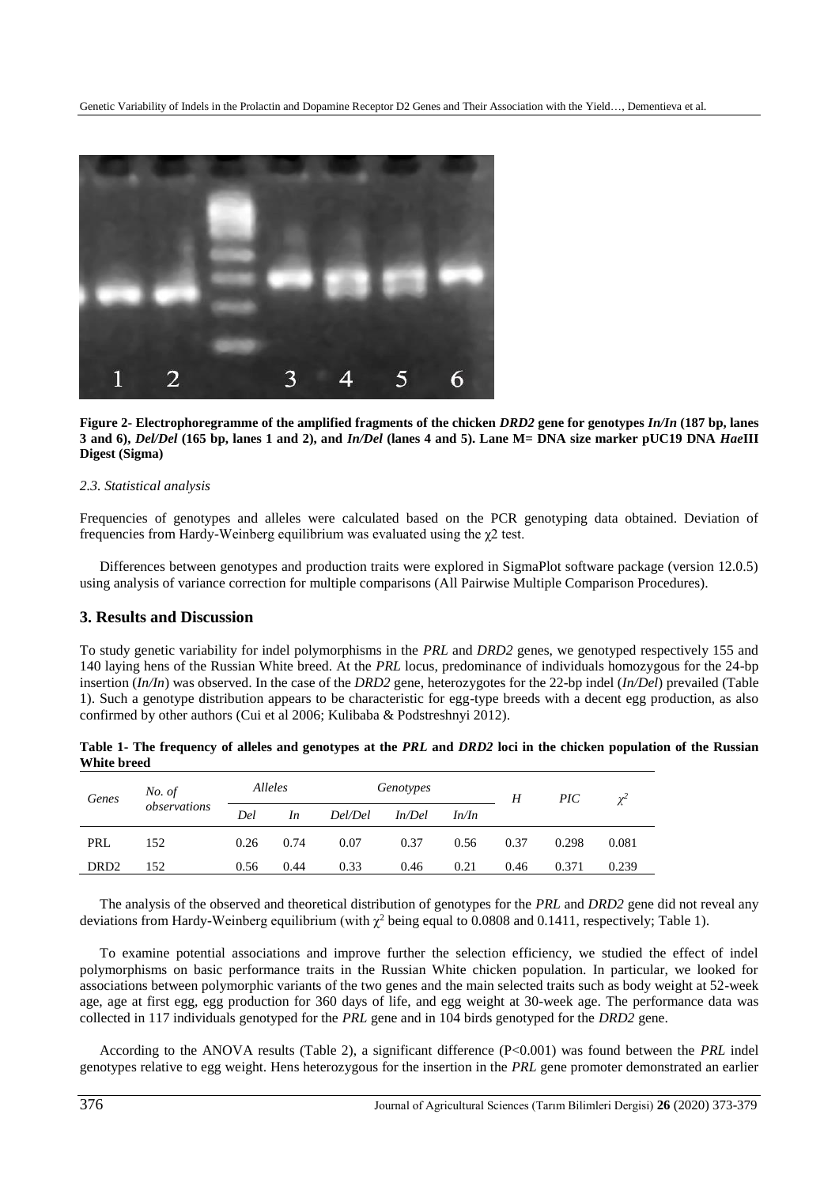**Figure 2- Electrophoregramme of the amplified fragments of the chicken *DRD2* gene for genotypes *In/In* (187 bp, lanes 3 and 6), *Del/Del* (165 bp, lanes 1 and 2), and *In/Del* (lanes 4 and 5). Lane M= DNA size marker pUC19 DNA *Hae*III Digest (Sigma)**

### *2.3. Statistical analysis*

Frequencies of genotypes and alleles were calculated based on the PCR genotyping data obtained. Deviation of frequencies from Hardy-Weinberg equilibrium was evaluated using the $\chi 2$ test.

Differences between genotypes and production traits were explored in SigmaPlot software package (version 12.0.5) using analysis of variance correction for multiple comparisons (All Pairwise Multiple Comparison Procedures).

## 3. Results and Discussion

To study genetic variability for indel polymorphisms in the *PRL* and *DRD2* genes, we genotyped respectively 155 and 140 laying hens of the Russian White breed. At the *PRL* locus, predominance of individuals homozygous for the 24-bp insertion (*In/In*) was observed. In the case of the *DRD2* gene, heterozygotes for the 22-bp indel (*In/Del*) prevailed (Table 1). Such a genotype distribution appears to be characteristic for egg-type breeds with a decent egg production, as also confirmed by other authors (Cui et al 2006; Kulibaba & Podstreshnyi 2012).

**Table 1- The frequency of alleles and genotypes at the *PRL* and *DRD2* loci in the chicken population of the Russian White breed**

| *Genes* | *No. of observations* | *Alleles* | | *Genotypes* | | | *H* | *PIC* | $\chi^2$ |
|---|---|---|---|---|---|---|---|---|---|
| | | *Del* | *In* | *Del/Del* | *In/Del* | *In/In* | | | |
| PRL | 152 | 0.26 | 0.74 | 0.07 | 0.37 | 0.56 | 0.37 | 0.298 | 0.081 |
| DRD2 | 152 | 0.56 | 0.44 | 0.33 | 0.46 | 0.21 | 0.46 | 0.371 | 0.239 |

The analysis of the observed and theoretical distribution of genotypes for the *PRL* and *DRD2* gene did not reveal any deviations from Hardy-Weinberg equilibrium (with $\chi^2$ being equal to 0.0808 and 0.1411, respectively; Table 1).

To examine potential associations and improve further the selection efficiency, we studied the effect of indel polymorphisms on basic performance traits in the Russian White chicken population. In particular, we looked for associations between polymorphic variants of the two genes and the main selected traits such as body weight at 52-week age, age at first egg, egg production for 360 days of life, and egg weight at 30-week age. The performance data was collected in 117 individuals genotyped for the *PRL* gene and in 104 birds genotyped for the *DRD2* gene.

According to the ANOVA results (Table 2), a significant difference ($P<0.001$) was found between the *PRL* indel genotypes relative to egg weight. Hens heterozygous for the insertion in the *PRL* gene promoter demonstrated an earlier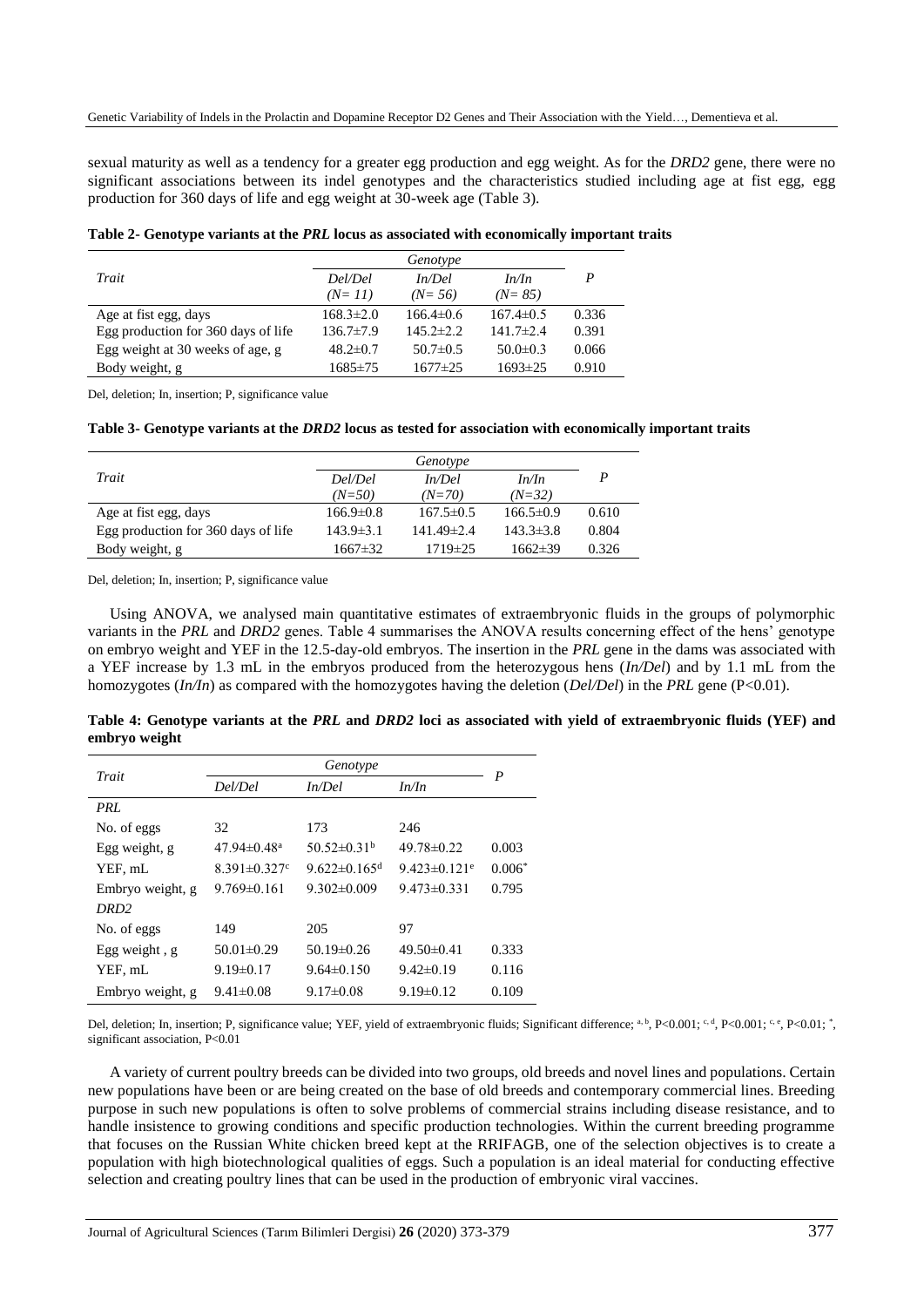sexual maturity as well as a tendency for a greater egg production and egg weight. As for the *DRD2* gene, there were no significant associations between its indel genotypes and the characteristics studied including age at fist egg, egg production for 360 days of life and egg weight at 30-week age (Table 3).

**Table 2- Genotype variants at the *PRL* locus as associated with economically important traits**

| *Trait* | *Genotype* | | | *P* |
|---|---|---|---|---|
| | *Del/Del* *(N= 11)* | *In/Del* *(N= 56)* | *In/In* *(N= 85)* | |
| Age at fist egg, days | 168.3±2.0 | 166.4±0.6 | 167.4±0.5 | 0.336 |
| Egg production for 360 days of life | 136.7±7.9 | 145.2±2.2 | 141.7±2.4 | 0.391 |
| Egg weight at 30 weeks of age, g | 48.2±0.7 | 50.7±0.5 | 50.0±0.3 | 0.066 |
| Body weight, g | 1685±75 | 1677±25 | 1693±25 | 0.910 |

Del, deletion; In, insertion; P, significance value

**Table 3- Genotype variants at the *DRD2* locus as tested for association with economically important traits**

| *Trait* | *Genotype* | | | *P* |
|---|---|---|---|---|
| | *Del/Del* *(N=50)* | *In/Del* *(N=70)* | *In/In* *(N=32)* | |
| Age at fist egg, days | 166.9±0.8 | 167.5±0.5 | 166.5±0.9 | 0.610 |
| Egg production for 360 days of life | 143.9±3.1 | 141.49±2.4 | 143.3±3.8 | 0.804 |
| Body weight, g | 1667±32 | 1719±25 | 1662±39 | 0.326 |

Del, deletion; In, insertion; P, significance value

Using ANOVA, we analysed main quantitative estimates of extraembryonic fluids in the groups of polymorphic variants in the *PRL* and *DRD2* genes. Table 4 summarises the ANOVA results concerning effect of the hens' genotype on embryo weight and YEF in the 12.5-day-old embryos. The insertion in the *PRL* gene in the dams was associated with a YEF increase by 1.3 mL in the embryos produced from the heterozygous hens (*In/Del*) and by 1.1 mL from the homozygotes (*In/In*) as compared with the homozygotes having the deletion (*Del/Del*) in the *PRL* gene (P<0.01).

**Table 4: Genotype variants at the *PRL* and *DRD2* loci as associated with yield of extraembryonic fluids (YEF) and embryo weight**

| *Trait* | *Genotype* | | | *P* |
|---|---|---|---|---|
| | *Del/Del* | *In/Del* | *In/In* | |
| *PRL* | | | | |
| No. of eggs | 32 | 173 | 246 | |
| Egg weight, g | 47.94±0.48[a] | 50.52±0.31[b] | 49.78±0.22 | 0.003 |
| YEF, mL | 8.391±0.327[c] | 9.622±0.165[d] | 9.423±0.121[e] | 0.006* |
| Embryo weight, g | 9.769±0.161 | 9.302±0.009 | 9.473±0.331 | 0.795 |
| *DRD2* | | | | |
| No. of eggs | 149 | 205 | 97 | |
| Egg weight , g | 50.01±0.29 | 50.19±0.26 | 49.50±0.41 | 0.333 |
| YEF, mL | 9.19±0.17 | 9.64±0.150 | 9.42±0.19 | 0.116 |
| Embryo weight, g | 9.41±0.08 | 9.17±0.08 | 9.19±0.12 | 0.109 |

Del, deletion; In, insertion; P, significance value; YEF, yield of extraembryonic fluids; Significant difference; [a, b], P<0.001; [c, d], P<0.001; [c, e], P<0.01; [*], significant association, P<0.01

A variety of current poultry breeds can be divided into two groups, old breeds and novel lines and populations. Certain new populations have been or are being created on the base of old breeds and contemporary commercial lines. Breeding purpose in such new populations is often to solve problems of commercial strains including disease resistance, and to handle insistence to growing conditions and specific production technologies. Within the current breeding programme that focuses on the Russian White chicken breed kept at the RRIFAGB, one of the selection objectives is to create a population with high biotechnological qualities of eggs. Such a population is an ideal material for conducting effective selection and creating poultry lines that can be used in the production of embryonic viral vaccines.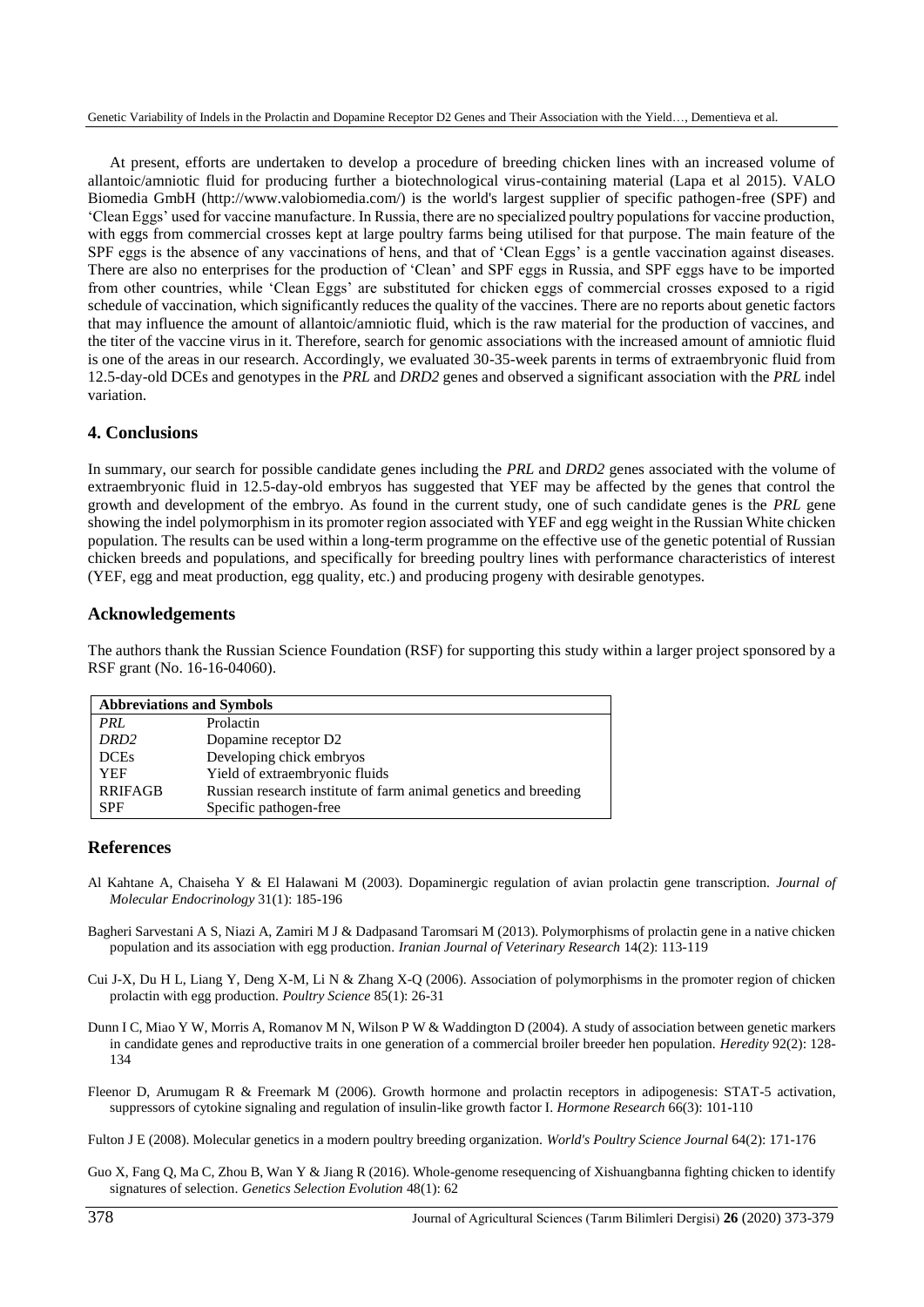At present, efforts are undertaken to develop a procedure of breeding chicken lines with an increased volume of allantoic/amniotic fluid for producing further a biotechnological virus-containing material (Lapa et al 2015). VALO Biomedia GmbH (http://www.valobiomedia.com/) is the world's largest supplier of specific pathogen-free (SPF) and 'Clean Eggs' used for vaccine manufacture. In Russia, there are no specialized poultry populations for vaccine production, with eggs from commercial crosses kept at large poultry farms being utilised for that purpose. The main feature of the SPF eggs is the absence of any vaccinations of hens, and that of 'Clean Eggs' is a gentle vaccination against diseases. There are also no enterprises for the production of 'Clean' and SPF eggs in Russia, and SPF eggs have to be imported from other countries, while 'Clean Eggs' are substituted for chicken eggs of commercial crosses exposed to a rigid schedule of vaccination, which significantly reduces the quality of the vaccines. There are no reports about genetic factors that may influence the amount of allantoic/amniotic fluid, which is the raw material for the production of vaccines, and the titer of the vaccine virus in it. Therefore, search for genomic associations with the increased amount of amniotic fluid is one of the areas in our research. Accordingly, we evaluated 30-35-week parents in terms of extraembryonic fluid from 12.5-day-old DCEs and genotypes in the *PRL* and *DRD2* genes and observed a significant association with the *PRL* indel variation.

## 4. Conclusions

In summary, our search for possible candidate genes including the *PRL* and *DRD2* genes associated with the volume of extraembryonic fluid in 12.5-day-old embryos has suggested that YEF may be affected by the genes that control the growth and development of the embryo. As found in the current study, one of such candidate genes is the *PRL* gene showing the indel polymorphism in its promoter region associated with YEF and egg weight in the Russian White chicken population. The results can be used within a long-term programme on the effective use of the genetic potential of Russian chicken breeds and populations, and specifically for breeding poultry lines with performance characteristics of interest (YEF, egg and meat production, egg quality, etc.) and producing progeny with desirable genotypes.

## Acknowledgements

The authors thank the Russian Science Foundation (RSF) for supporting this study within a larger project sponsored by a RSF grant (No. 16-16-04060).

| **Abbreviations and Symbols** | |
|---|---|
| *PRL* | Prolactin |
| *DRD2* | Dopamine receptor D2 |
| DCEs | Developing chick embryos |
| YEF | Yield of extraembryonic fluids |
| RRIFAGB | Russian research institute of farm animal genetics and breeding |
| SPF | Specific pathogen-free |

## References

Al Kahtane A, Chaiseha Y & El Halawani M (2003). Dopaminergic regulation of avian prolactin gene transcription. *Journal of Molecular Endocrinology* 31(1): 185-196

Bagheri Sarvestani A S, Niazi A, Zamiri M J & Dadpasand Taromsari M (2013). Polymorphisms of prolactin gene in a native chicken population and its association with egg production. *Iranian Journal of Veterinary Research* 14(2): 113-119

Cui J-X, Du H L, Liang Y, Deng X-M, Li N & Zhang X-Q (2006). Association of polymorphisms in the promoter region of chicken prolactin with egg production. *Poultry Science* 85(1): 26-31

Dunn I C, Miao Y W, Morris A, Romanov M N, Wilson P W & Waddington D (2004). A study of association between genetic markers in candidate genes and reproductive traits in one generation of a commercial broiler breeder hen population. *Heredity* 92(2): 128-134

Fleenor D, Arumugam R & Freemark M (2006). Growth hormone and prolactin receptors in adipogenesis: STAT-5 activation, suppressors of cytokine signaling and regulation of insulin-like growth factor I. *Hormone Research* 66(3): 101-110

Fulton J E (2008). Molecular genetics in a modern poultry breeding organization. *World's Poultry Science Journal* 64(2): 171-176

Guo X, Fang Q, Ma C, Zhou B, Wan Y & Jiang R (2016). Whole-genome resequencing of Xishuangbanna fighting chicken to identify signatures of selection. *Genetics Selection Evolution* 48(1): 62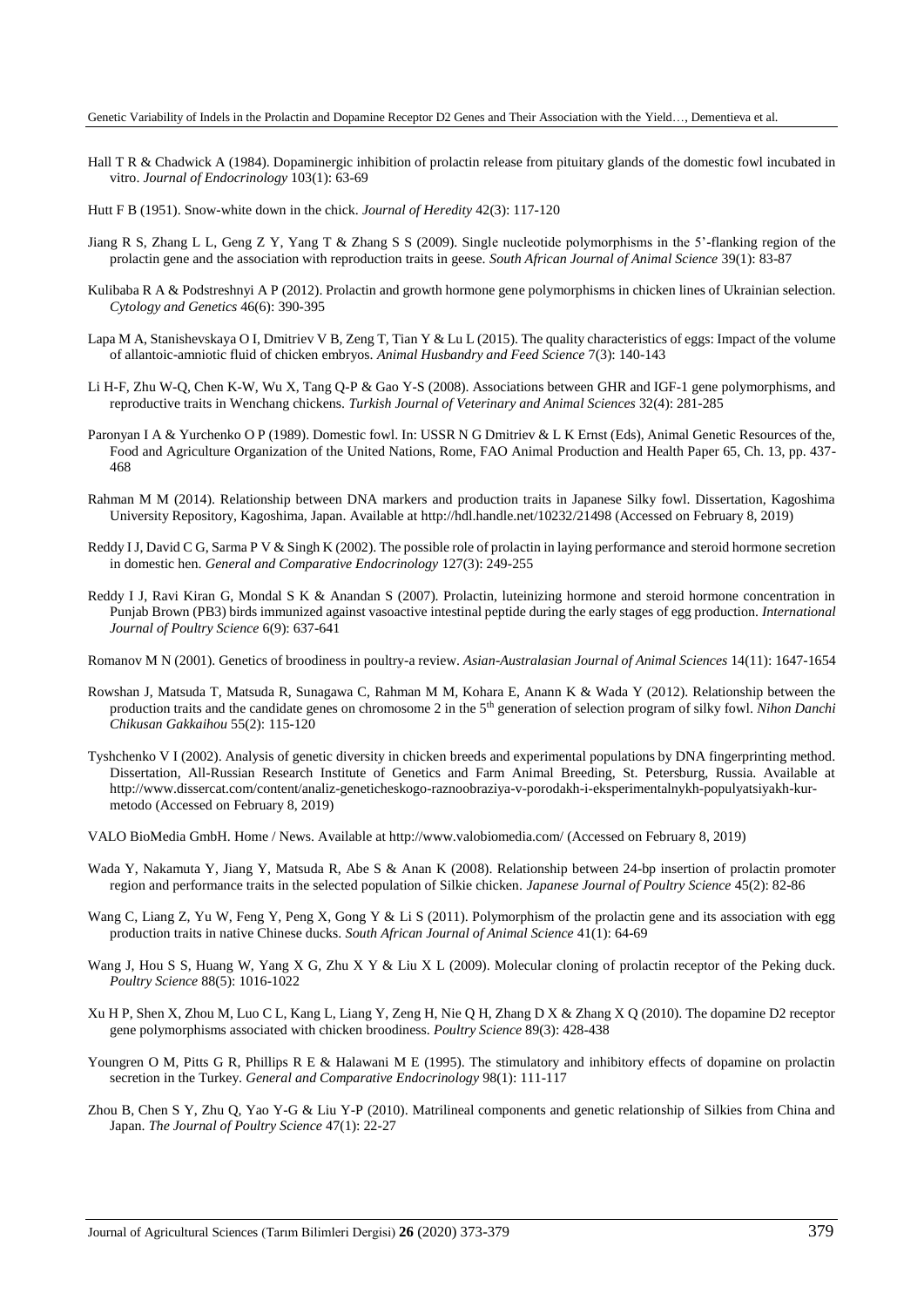Hall T R & Chadwick A (1984). Dopaminergic inhibition of prolactin release from pituitary glands of the domestic fowl incubated in vitro. *Journal of Endocrinology* 103(1): 63-69

Hutt F B (1951). Snow-white down in the chick. *Journal of Heredity* 42(3): 117-120

Jiang R S, Zhang L L, Geng Z Y, Yang T & Zhang S S (2009). Single nucleotide polymorphisms in the 5'-flanking region of the prolactin gene and the association with reproduction traits in geese. *South African Journal of Animal Science* 39(1): 83-87

Kulibaba R A & Podstreshnyi A P (2012). Prolactin and growth hormone gene polymorphisms in chicken lines of Ukrainian selection. *Cytology and Genetics* 46(6): 390-395

Lapa M A, Stanishevskaya O I, Dmitriev V B, Zeng T, Tian Y & Lu L (2015). The quality characteristics of eggs: Impact of the volume of allantoic-amniotic fluid of chicken embryos. *Animal Husbandry and Feed Science* 7(3): 140-143

Li H-F, Zhu W-Q, Chen K-W, Wu X, Tang Q-P & Gao Y-S (2008). Associations between GHR and IGF-1 gene polymorphisms, and reproductive traits in Wenchang chickens. *Turkish Journal of Veterinary and Animal Sciences* 32(4): 281-285

Paronyan I A & Yurchenko O P (1989). Domestic fowl. In: USSR N G Dmitriev & L K Ernst (Eds), Animal Genetic Resources of the, Food and Agriculture Organization of the United Nations, Rome, FAO Animal Production and Health Paper 65, Ch. 13, pp. 437-468

Rahman M M (2014). Relationship between DNA markers and production traits in Japanese Silky fowl. Dissertation, Kagoshima University Repository, Kagoshima, Japan. Available at http://hdl.handle.net/10232/21498 (Accessed on February 8, 2019)

Reddy I J, David C G, Sarma P V & Singh K (2002). The possible role of prolactin in laying performance and steroid hormone secretion in domestic hen. *General and Comparative Endocrinology* 127(3): 249-255

Reddy I J, Ravi Kiran G, Mondal S K & Anandan S (2007). Prolactin, luteinizing hormone and steroid hormone concentration in Punjab Brown (PB3) birds immunized against vasoactive intestinal peptide during the early stages of egg production. *International Journal of Poultry Science* 6(9): 637-641

Romanov M N (2001). Genetics of broodiness in poultry-a review. *Asian-Australasian Journal of Animal Sciences* 14(11): 1647-1654

Rowshan J, Matsuda T, Matsuda R, Sunagawa C, Rahman M M, Kohara E, Anann K & Wada Y (2012). Relationship between the production traits and the candidate genes on chromosome 2 in the 5th generation of selection program of silky fowl. *Nihon Danchi Chikusan Gakkaihou* 55(2): 115-120

Tyshchenko V I (2002). Analysis of genetic diversity in chicken breeds and experimental populations by DNA fingerprinting method. Dissertation, All-Russian Research Institute of Genetics and Farm Animal Breeding, St. Petersburg, Russia. Available at http://www.dissercat.com/content/analiz-geneticheskogo-raznoobraziya-v-porodakh-i-eksperimentalnykh-populyatsiyakh-kur-metodo (Accessed on February 8, 2019)

VALO BioMedia GmbH. Home / News. Available at http://www.valobiomedia.com/ (Accessed on February 8, 2019)

Wada Y, Nakamuta Y, Jiang Y, Matsuda R, Abe S & Anan K (2008). Relationship between 24-bp insertion of prolactin promoter region and performance traits in the selected population of Silkie chicken. *Japanese Journal of Poultry Science* 45(2): 82-86

Wang C, Liang Z, Yu W, Feng Y, Peng X, Gong Y & Li S (2011). Polymorphism of the prolactin gene and its association with egg production traits in native Chinese ducks. *South African Journal of Animal Science* 41(1): 64-69

Wang J, Hou S S, Huang W, Yang X G, Zhu X Y & Liu X L (2009). Molecular cloning of prolactin receptor of the Peking duck. *Poultry Science* 88(5): 1016-1022

Xu H P, Shen X, Zhou M, Luo C L, Kang L, Liang Y, Zeng H, Nie Q H, Zhang D X & Zhang X Q (2010). The dopamine D2 receptor gene polymorphisms associated with chicken broodiness. *Poultry Science* 89(3): 428-438

Youngren O M, Pitts G R, Phillips R E & Halawani M E (1995). The stimulatory and inhibitory effects of dopamine on prolactin secretion in the Turkey. *General and Comparative Endocrinology* 98(1): 111-117

Zhou B, Chen S Y, Zhu Q, Yao Y-G & Liu Y-P (2010). Matrilineal components and genetic relationship of Silkies from China and Japan. *The Journal of Poultry Science* 47(1): 22-27